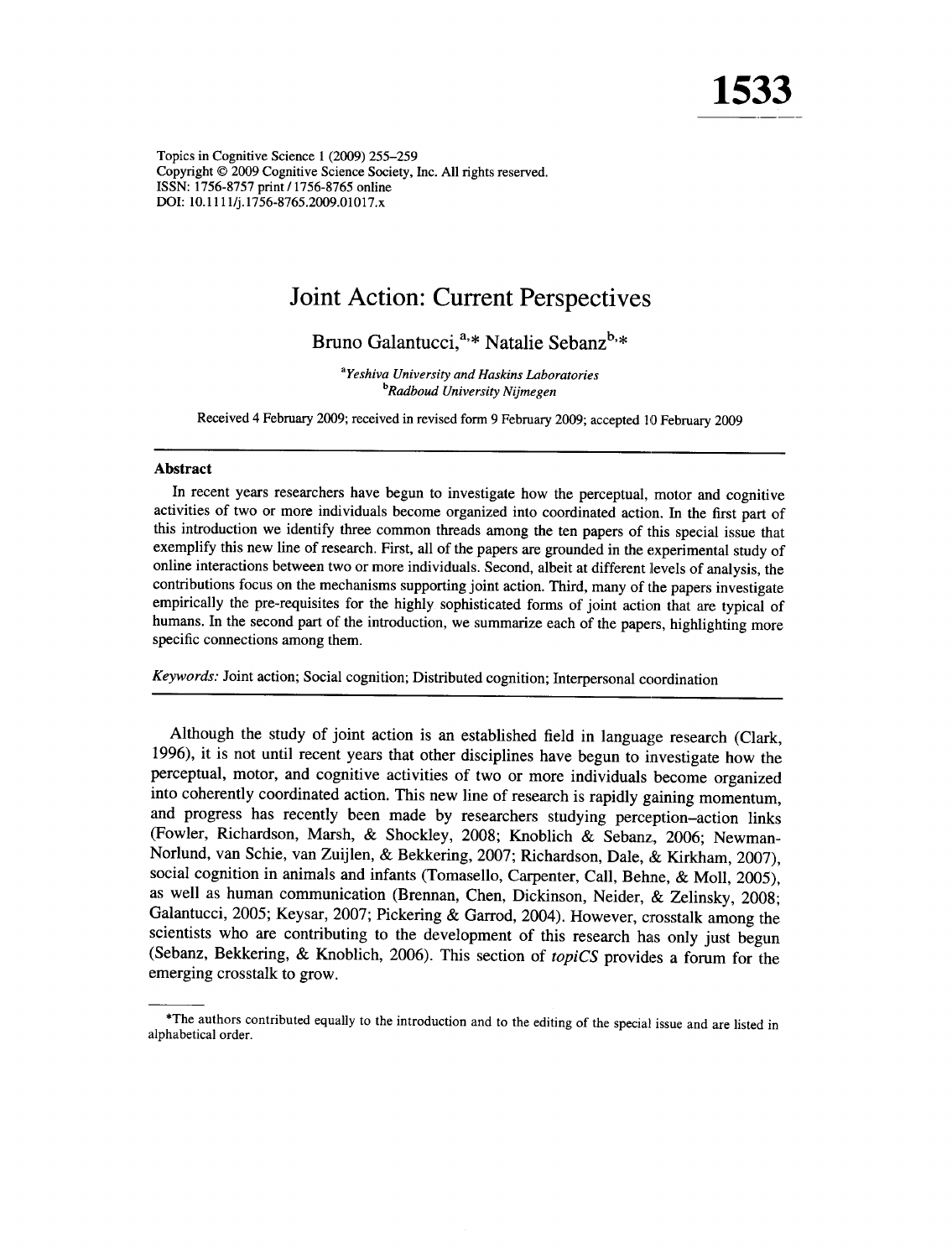1533

Topics in Cognitive Science 1 (2009) 255–259
Copyright © 2009 Cognitive Science Society, Inc. All rights reserved.
ISSN: 1756-8757 print / 1756-8765 online
DOI: 10.1111/j.1756-8765.2009.01017.x

# Joint Action: Current Perspectives

Bruno Galantucci,[a,*] Natalie Sebanz[b,*]

[a]*Yeshiva University and Haskins Laboratories*
[b]*Radboud University Nijmegen*

Received 4 February 2009; received in revised form 9 February 2009; accepted 10 February 2009

### Abstract

In recent years researchers have begun to investigate how the perceptual, motor and cognitive activities of two or more individuals become organized into coordinated action. In the first part of this introduction we identify three common threads among the ten papers of this special issue that exemplify this new line of research. First, all of the papers are grounded in the experimental study of online interactions between two or more individuals. Second, albeit at different levels of analysis, the contributions focus on the mechanisms supporting joint action. Third, many of the papers investigate empirically the pre-requisites for the highly sophisticated forms of joint action that are typical of humans. In the second part of the introduction, we summarize each of the papers, highlighting more specific connections among them.

*Keywords:* Joint action; Social cognition; Distributed cognition; Interpersonal coordination

Although the study of joint action is an established field in language research (Clark, 1996), it is not until recent years that other disciplines have begun to investigate how the perceptual, motor, and cognitive activities of two or more individuals become organized into coherently coordinated action. This new line of research is rapidly gaining momentum, and progress has recently been made by researchers studying perception–action links (Fowler, Richardson, Marsh, & Shockley, 2008; Knoblich & Sebanz, 2006; Newman-Norlund, van Schie, van Zuijlen, & Bekkering, 2007; Richardson, Dale, & Kirkham, 2007), social cognition in animals and infants (Tomasello, Carpenter, Call, Behne, & Moll, 2005), as well as human communication (Brennan, Chen, Dickinson, Neider, & Zelinsky, 2008; Galantucci, 2005; Keysar, 2007; Pickering & Garrod, 2004). However, crosstalk among the scientists who are contributing to the development of this research has only just begun (Sebanz, Bekkering, & Knoblich, 2006). This section of *topiCS* provides a forum for the emerging crosstalk to grow.

*The authors contributed equally to the introduction and to the editing of the special issue and are listed in alphabetical order.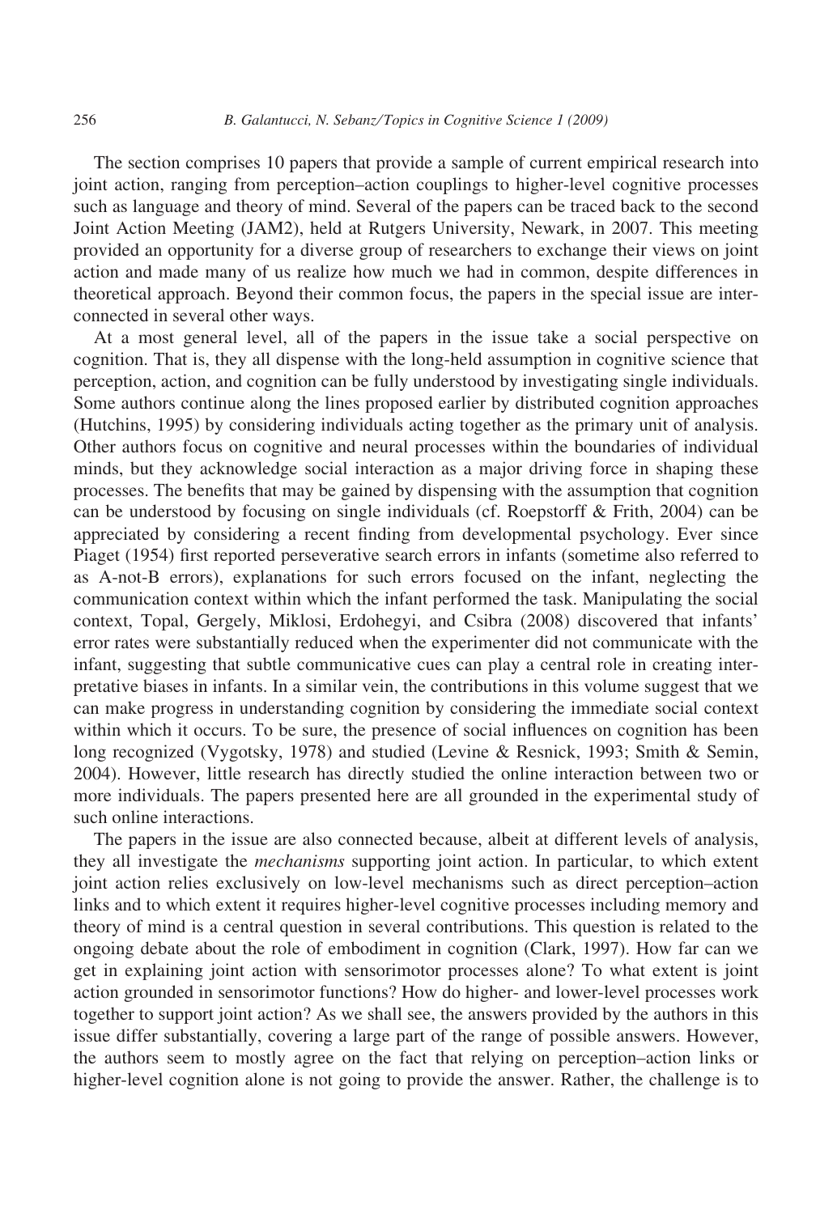The section comprises 10 papers that provide a sample of current empirical research into joint action, ranging from perception–action couplings to higher-level cognitive processes such as language and theory of mind. Several of the papers can be traced back to the second Joint Action Meeting (JAM2), held at Rutgers University, Newark, in 2007. This meeting provided an opportunity for a diverse group of researchers to exchange their views on joint action and made many of us realize how much we had in common, despite differences in theoretical approach. Beyond their common focus, the papers in the special issue are interconnected in several other ways.

At a most general level, all of the papers in the issue take a social perspective on cognition. That is, they all dispense with the long-held assumption in cognitive science that perception, action, and cognition can be fully understood by investigating single individuals. Some authors continue along the lines proposed earlier by distributed cognition approaches (Hutchins, 1995) by considering individuals acting together as the primary unit of analysis. Other authors focus on cognitive and neural processes within the boundaries of individual minds, but they acknowledge social interaction as a major driving force in shaping these processes. The benefits that may be gained by dispensing with the assumption that cognition can be understood by focusing on single individuals (cf. Roepstorff & Frith, 2004) can be appreciated by considering a recent finding from developmental psychology. Ever since Piaget (1954) first reported perseverative search errors in infants (sometime also referred to as A-not-B errors), explanations for such errors focused on the infant, neglecting the communication context within which the infant performed the task. Manipulating the social context, Topal, Gergely, Miklosi, Erdohegyi, and Csibra (2008) discovered that infants' error rates were substantially reduced when the experimenter did not communicate with the infant, suggesting that subtle communicative cues can play a central role in creating interpretative biases in infants. In a similar vein, the contributions in this volume suggest that we can make progress in understanding cognition by considering the immediate social context within which it occurs. To be sure, the presence of social influences on cognition has been long recognized (Vygotsky, 1978) and studied (Levine & Resnick, 1993; Smith & Semin, 2004). However, little research has directly studied the online interaction between two or more individuals. The papers presented here are all grounded in the experimental study of such online interactions.

The papers in the issue are also connected because, albeit at different levels of analysis, they all investigate the *mechanisms* supporting joint action. In particular, to which extent joint action relies exclusively on low-level mechanisms such as direct perception–action links and to which extent it requires higher-level cognitive processes including memory and theory of mind is a central question in several contributions. This question is related to the ongoing debate about the role of embodiment in cognition (Clark, 1997). How far can we get in explaining joint action with sensorimotor processes alone? To what extent is joint action grounded in sensorimotor functions? How do higher- and lower-level processes work together to support joint action? As we shall see, the answers provided by the authors in this issue differ substantially, covering a large part of the range of possible answers. However, the authors seem to mostly agree on the fact that relying on perception–action links or higher-level cognition alone is not going to provide the answer. Rather, the challenge is to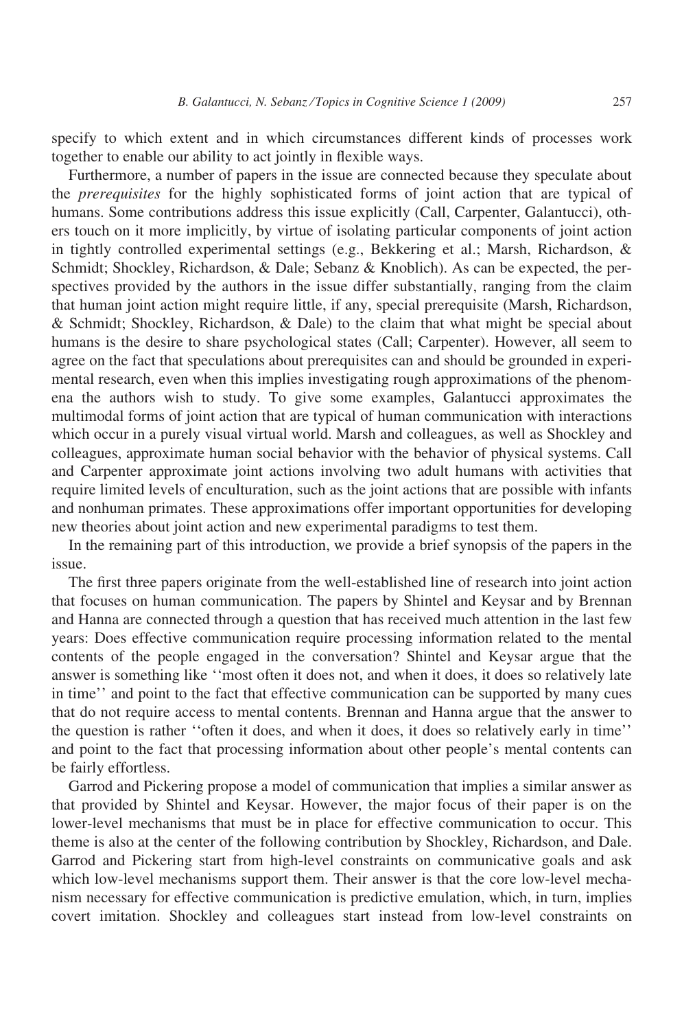specify to which extent and in which circumstances different kinds of processes work together to enable our ability to act jointly in flexible ways.

Furthermore, a number of papers in the issue are connected because they speculate about the *prerequisites* for the highly sophisticated forms of joint action that are typical of humans. Some contributions address this issue explicitly (Call, Carpenter, Galantucci), others touch on it more implicitly, by virtue of isolating particular components of joint action in tightly controlled experimental settings (e.g., Bekkering et al.; Marsh, Richardson, & Schmidt; Shockley, Richardson, & Dale; Sebanz & Knoblich). As can be expected, the perspectives provided by the authors in the issue differ substantially, ranging from the claim that human joint action might require little, if any, special prerequisite (Marsh, Richardson, & Schmidt; Shockley, Richardson, & Dale) to the claim that what might be special about humans is the desire to share psychological states (Call; Carpenter). However, all seem to agree on the fact that speculations about prerequisites can and should be grounded in experimental research, even when this implies investigating rough approximations of the phenomena the authors wish to study. To give some examples, Galantucci approximates the multimodal forms of joint action that are typical of human communication with interactions which occur in a purely visual virtual world. Marsh and colleagues, as well as Shockley and colleagues, approximate human social behavior with the behavior of physical systems. Call and Carpenter approximate joint actions involving two adult humans with activities that require limited levels of enculturation, such as the joint actions that are possible with infants and nonhuman primates. These approximations offer important opportunities for developing new theories about joint action and new experimental paradigms to test them.

In the remaining part of this introduction, we provide a brief synopsis of the papers in the issue.

The first three papers originate from the well-established line of research into joint action that focuses on human communication. The papers by Shintel and Keysar and by Brennan and Hanna are connected through a question that has received much attention in the last few years: Does effective communication require processing information related to the mental contents of the people engaged in the conversation? Shintel and Keysar argue that the answer is something like ''most often it does not, and when it does, it does so relatively late in time'' and point to the fact that effective communication can be supported by many cues that do not require access to mental contents. Brennan and Hanna argue that the answer to the question is rather ''often it does, and when it does, it does so relatively early in time'' and point to the fact that processing information about other people's mental contents can be fairly effortless.

Garrod and Pickering propose a model of communication that implies a similar answer as that provided by Shintel and Keysar. However, the major focus of their paper is on the lower-level mechanisms that must be in place for effective communication to occur. This theme is also at the center of the following contribution by Shockley, Richardson, and Dale. Garrod and Pickering start from high-level constraints on communicative goals and ask which low-level mechanisms support them. Their answer is that the core low-level mechanism necessary for effective communication is predictive emulation, which, in turn, implies covert imitation. Shockley and colleagues start instead from low-level constraints on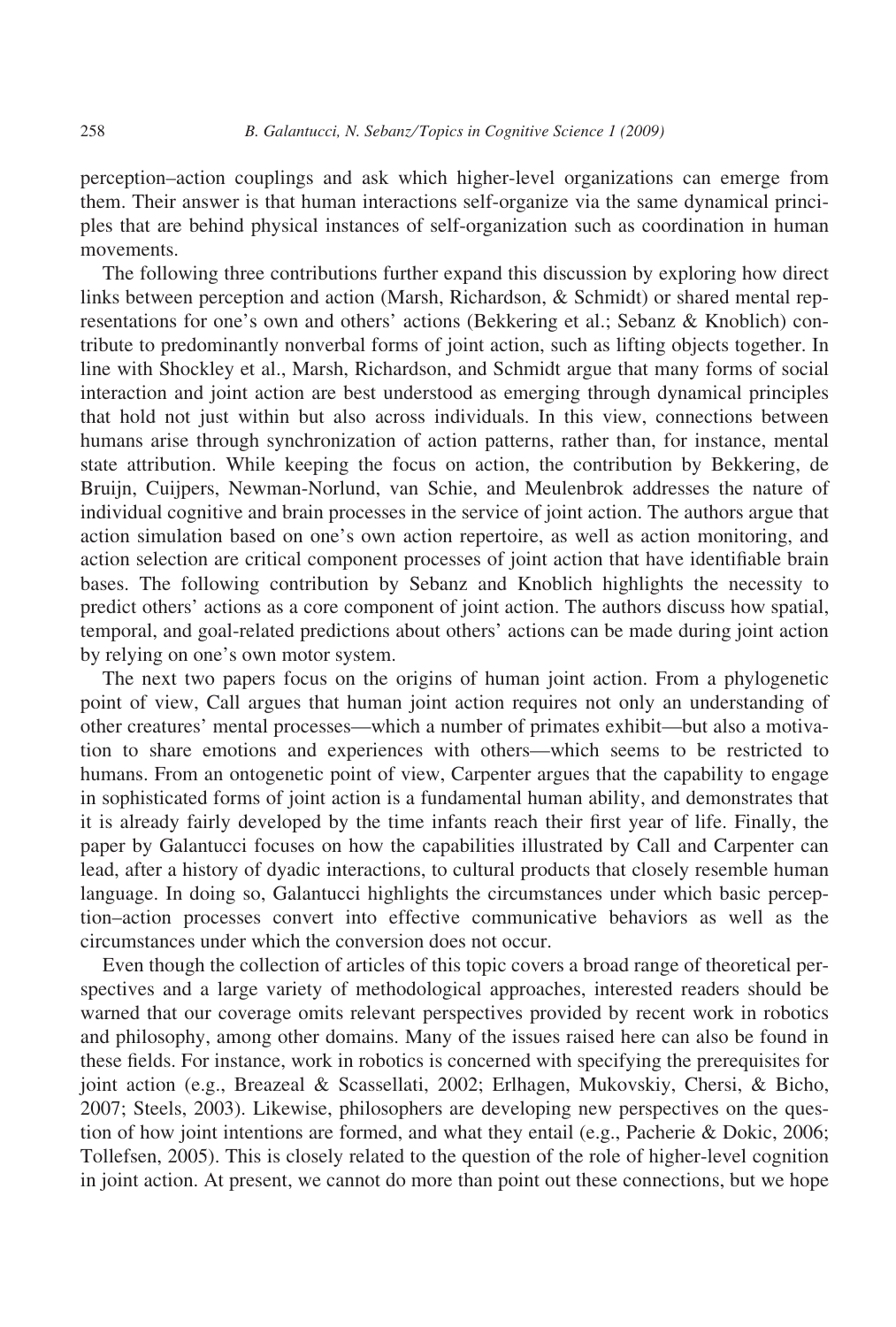perception–action couplings and ask which higher-level organizations can emerge from them. Their answer is that human interactions self-organize via the same dynamical principles that are behind physical instances of self-organization such as coordination in human movements.

The following three contributions further expand this discussion by exploring how direct links between perception and action (Marsh, Richardson, & Schmidt) or shared mental representations for one's own and others' actions (Bekkering et al.; Sebanz & Knoblich) contribute to predominantly nonverbal forms of joint action, such as lifting objects together. In line with Shockley et al., Marsh, Richardson, and Schmidt argue that many forms of social interaction and joint action are best understood as emerging through dynamical principles that hold not just within but also across individuals. In this view, connections between humans arise through synchronization of action patterns, rather than, for instance, mental state attribution. While keeping the focus on action, the contribution by Bekkering, de Bruijn, Cuijpers, Newman-Norlund, van Schie, and Meulenbrok addresses the nature of individual cognitive and brain processes in the service of joint action. The authors argue that action simulation based on one's own action repertoire, as well as action monitoring, and action selection are critical component processes of joint action that have identifiable brain bases. The following contribution by Sebanz and Knoblich highlights the necessity to predict others' actions as a core component of joint action. The authors discuss how spatial, temporal, and goal-related predictions about others' actions can be made during joint action by relying on one's own motor system.

The next two papers focus on the origins of human joint action. From a phylogenetic point of view, Call argues that human joint action requires not only an understanding of other creatures' mental processes—which a number of primates exhibit—but also a motivation to share emotions and experiences with others—which seems to be restricted to humans. From an ontogenetic point of view, Carpenter argues that the capability to engage in sophisticated forms of joint action is a fundamental human ability, and demonstrates that it is already fairly developed by the time infants reach their first year of life. Finally, the paper by Galantucci focuses on how the capabilities illustrated by Call and Carpenter can lead, after a history of dyadic interactions, to cultural products that closely resemble human language. In doing so, Galantucci highlights the circumstances under which basic perception–action processes convert into effective communicative behaviors as well as the circumstances under which the conversion does not occur.

Even though the collection of articles of this topic covers a broad range of theoretical perspectives and a large variety of methodological approaches, interested readers should be warned that our coverage omits relevant perspectives provided by recent work in robotics and philosophy, among other domains. Many of the issues raised here can also be found in these fields. For instance, work in robotics is concerned with specifying the prerequisites for joint action (e.g., Breazeal & Scassellati, 2002; Erlhagen, Mukovskiy, Chersi, & Bicho, 2007; Steels, 2003). Likewise, philosophers are developing new perspectives on the question of how joint intentions are formed, and what they entail (e.g., Pacherie & Dokic, 2006; Tollefsen, 2005). This is closely related to the question of the role of higher-level cognition in joint action. At present, we cannot do more than point out these connections, but we hope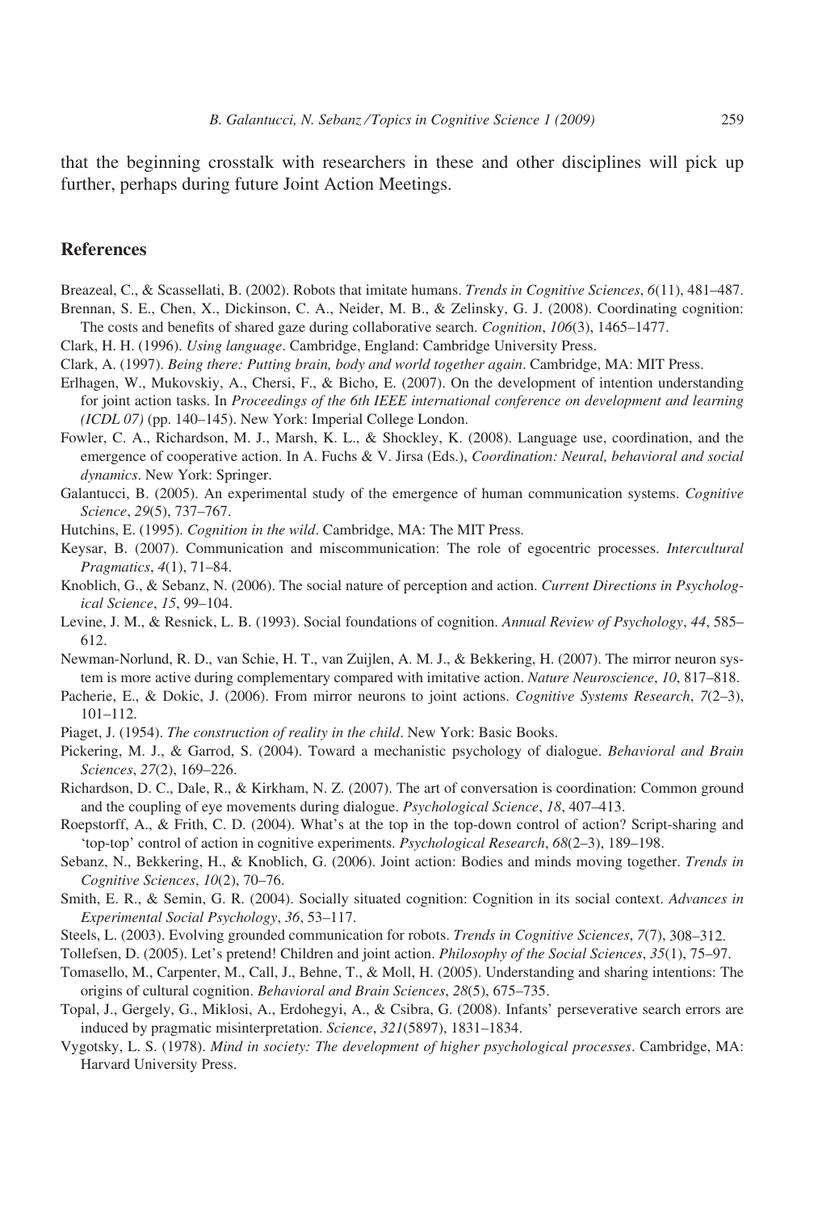that the beginning crosstalk with researchers in these and other disciplines will pick up further, perhaps during future Joint Action Meetings.

## References

Breazeal, C., & Scassellati, B. (2002). Robots that imitate humans. *Trends in Cognitive Sciences*, *6*(11), 481–487.

Brennan, S. E., Chen, X., Dickinson, C. A., Neider, M. B., & Zelinsky, G. J. (2008). Coordinating cognition: The costs and benefits of shared gaze during collaborative search. *Cognition*, *106*(3), 1465–1477.

Clark, H. H. (1996). *Using language*. Cambridge, England: Cambridge University Press.

Clark, A. (1997). *Being there: Putting brain, body and world together again*. Cambridge, MA: MIT Press.

Erlhagen, W., Mukovskiy, A., Chersi, F., & Bicho, E. (2007). On the development of intention understanding for joint action tasks. In *Proceedings of the 6th IEEE international conference on development and learning (ICDL 07)* (pp. 140–145). New York: Imperial College London.

Fowler, C. A., Richardson, M. J., Marsh, K. L., & Shockley, K. (2008). Language use, coordination, and the emergence of cooperative action. In A. Fuchs & V. Jirsa (Eds.), *Coordination: Neural, behavioral and social dynamics*. New York: Springer.

Galantucci, B. (2005). An experimental study of the emergence of human communication systems. *Cognitive Science*, *29*(5), 737–767.

Hutchins, E. (1995). *Cognition in the wild*. Cambridge, MA: The MIT Press.

Keysar, B. (2007). Communication and miscommunication: The role of egocentric processes. *Intercultural Pragmatics*, *4*(1), 71–84.

Knoblich, G., & Sebanz, N. (2006). The social nature of perception and action. *Current Directions in Psychological Science*, *15*, 99–104.

Levine, J. M., & Resnick, L. B. (1993). Social foundations of cognition. *Annual Review of Psychology*, *44*, 585–612.

Newman-Norlund, R. D., van Schie, H. T., van Zuijlen, A. M. J., & Bekkering, H. (2007). The mirror neuron system is more active during complementary compared with imitative action. *Nature Neuroscience*, *10*, 817–818.

Pacherie, E., & Dokic, J. (2006). From mirror neurons to joint actions. *Cognitive Systems Research*, *7*(2–3), 101–112.

Piaget, J. (1954). *The construction of reality in the child*. New York: Basic Books.

Pickering, M. J., & Garrod, S. (2004). Toward a mechanistic psychology of dialogue. *Behavioral and Brain Sciences*, *27*(2), 169–226.

Richardson, D. C., Dale, R., & Kirkham, N. Z. (2007). The art of conversation is coordination: Common ground and the coupling of eye movements during dialogue. *Psychological Science*, *18*, 407–413.

Roepstorff, A., & Frith, C. D. (2004). What's at the top in the top-down control of action? Script-sharing and 'top-top' control of action in cognitive experiments. *Psychological Research*, *68*(2–3), 189–198.

Sebanz, N., Bekkering, H., & Knoblich, G. (2006). Joint action: Bodies and minds moving together. *Trends in Cognitive Sciences*, *10*(2), 70–76.

Smith, E. R., & Semin, G. R. (2004). Socially situated cognition: Cognition in its social context. *Advances in Experimental Social Psychology*, *36*, 53–117.

Steels, L. (2003). Evolving grounded communication for robots. *Trends in Cognitive Sciences*, *7*(7), 308–312.

Tollefsen, D. (2005). Let's pretend! Children and joint action. *Philosophy of the Social Sciences*, *35*(1), 75–97.

Tomasello, M., Carpenter, M., Call, J., Behne, T., & Moll, H. (2005). Understanding and sharing intentions: The origins of cultural cognition. *Behavioral and Brain Sciences*, *28*(5), 675–735.

Topal, J., Gergely, G., Miklosi, A., Erdohegyi, A., & Csibra, G. (2008). Infants' perseverative search errors are induced by pragmatic misinterpretation. *Science*, *321*(5897), 1831–1834.

Vygotsky, L. S. (1978). *Mind in society: The development of higher psychological processes*. Cambridge, MA: Harvard University Press.